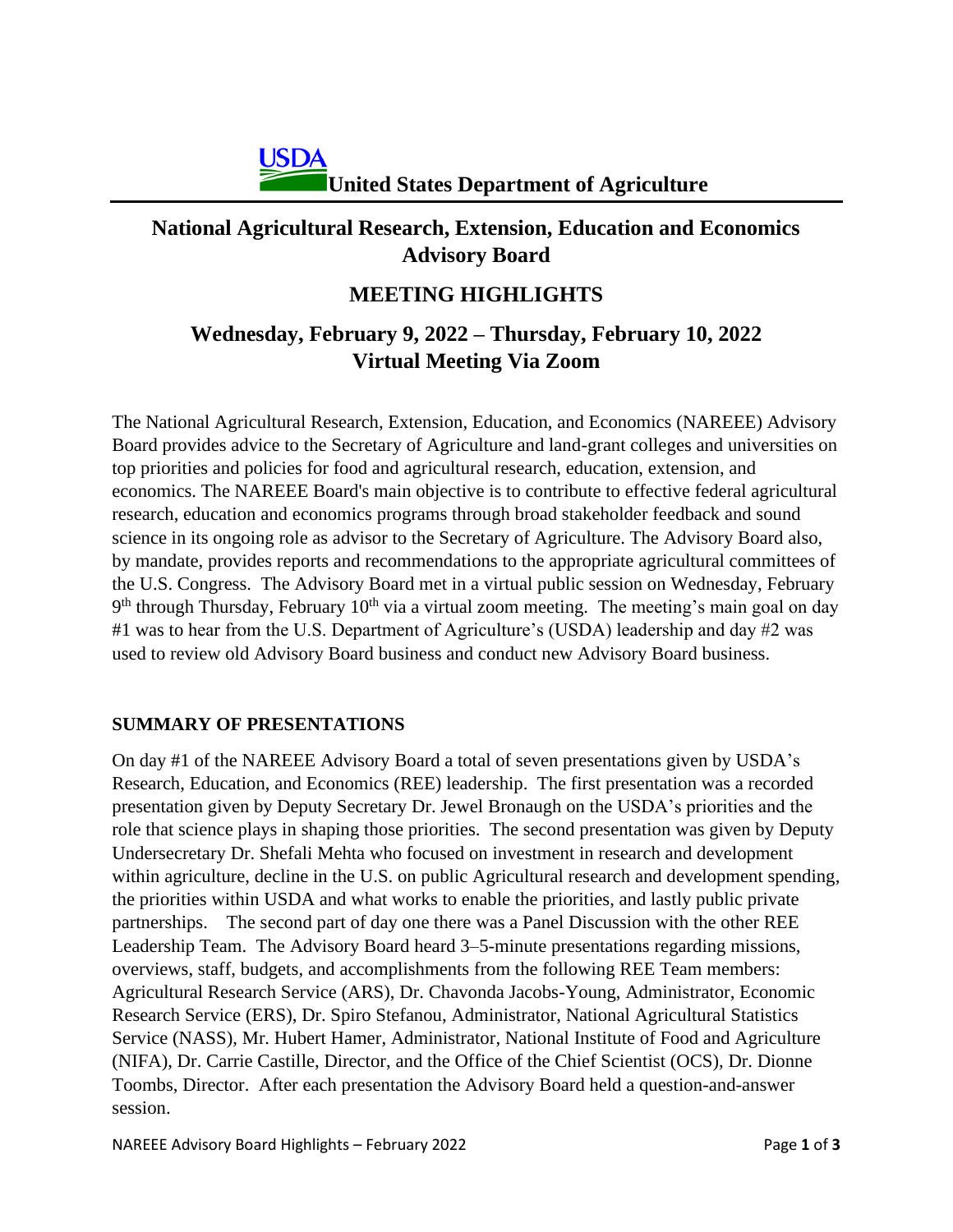# United States Department of Agriculture

## National Agricultural Research, Extension, Education and Economics Advisory Board

## MEETING HIGHLIGHTS

## Wednesday, February 9, 2022 – Thursday, February 10, 2022
## Virtual Meeting Via Zoom

The National Agricultural Research, Extension, Education, and Economics (NAREEE) Advisory Board provides advice to the Secretary of Agriculture and land-grant colleges and universities on top priorities and policies for food and agricultural research, education, extension, and economics. The NAREEE Board's main objective is to contribute to effective federal agricultural research, education and economics programs through broad stakeholder feedback and sound science in its ongoing role as advisor to the Secretary of Agriculture. The Advisory Board also, by mandate, provides reports and recommendations to the appropriate agricultural committees of the U.S. Congress. The Advisory Board met in a virtual public session on Wednesday, February 9th through Thursday, February 10th via a virtual zoom meeting. The meeting's main goal on day #1 was to hear from the U.S. Department of Agriculture's (USDA) leadership and day #2 was used to review old Advisory Board business and conduct new Advisory Board business.

### SUMMARY OF PRESENTATIONS

On day #1 of the NAREEE Advisory Board a total of seven presentations given by USDA's Research, Education, and Economics (REE) leadership. The first presentation was a recorded presentation given by Deputy Secretary Dr. Jewel Bronaugh on the USDA's priorities and the role that science plays in shaping those priorities. The second presentation was given by Deputy Undersecretary Dr. Shefali Mehta who focused on investment in research and development within agriculture, decline in the U.S. on public Agricultural research and development spending, the priorities within USDA and what works to enable the priorities, and lastly public private partnerships. The second part of day one there was a Panel Discussion with the other REE Leadership Team. The Advisory Board heard 3–5-minute presentations regarding missions, overviews, staff, budgets, and accomplishments from the following REE Team members: Agricultural Research Service (ARS), Dr. Chavonda Jacobs-Young, Administrator, Economic Research Service (ERS), Dr. Spiro Stefanou, Administrator, National Agricultural Statistics Service (NASS), Mr. Hubert Hamer, Administrator, National Institute of Food and Agriculture (NIFA), Dr. Carrie Castille, Director, and the Office of the Chief Scientist (OCS), Dr. Dionne Toombs, Director. After each presentation the Advisory Board held a question-and-answer session.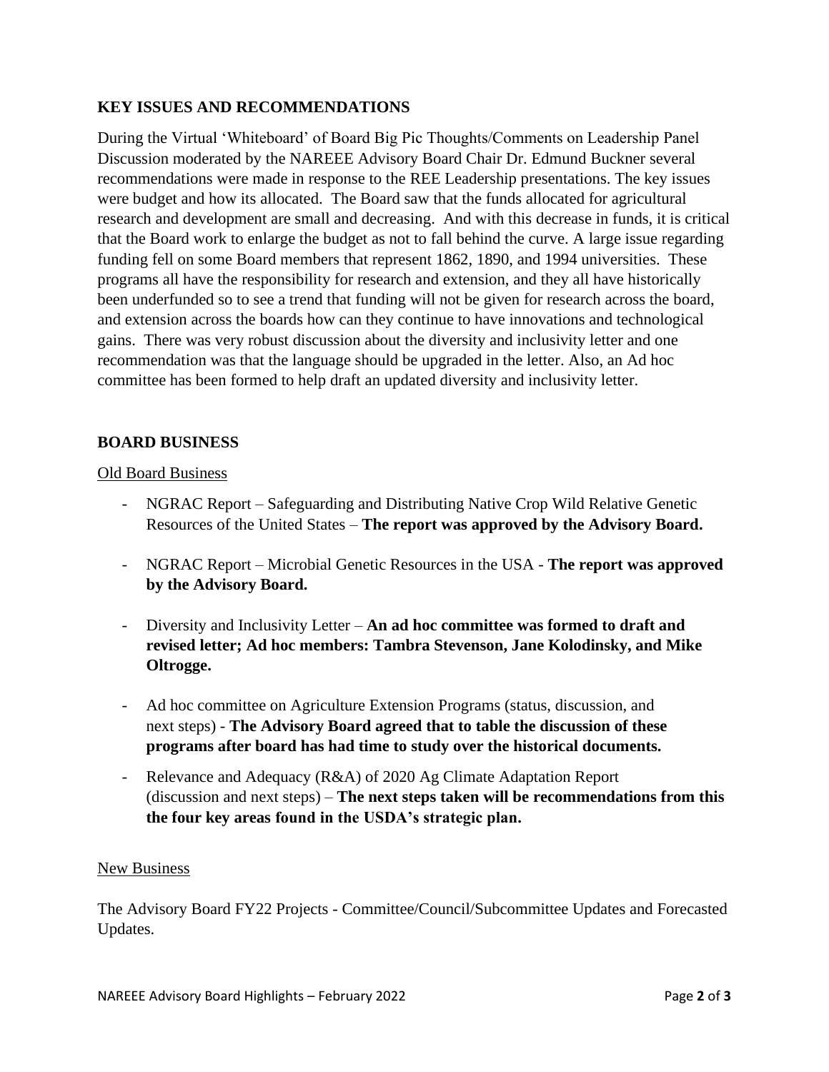## KEY ISSUES AND RECOMMENDATIONS

During the Virtual 'Whiteboard' of Board Big Pic Thoughts/Comments on Leadership Panel Discussion moderated by the NAREEE Advisory Board Chair Dr. Edmund Buckner several recommendations were made in response to the REE Leadership presentations. The key issues were budget and how its allocated. The Board saw that the funds allocated for agricultural research and development are small and decreasing. And with this decrease in funds, it is critical that the Board work to enlarge the budget as not to fall behind the curve. A large issue regarding funding fell on some Board members that represent 1862, 1890, and 1994 universities. These programs all have the responsibility for research and extension, and they all have historically been underfunded so to see a trend that funding will not be given for research across the board, and extension across the boards how can they continue to have innovations and technological gains. There was very robust discussion about the diversity and inclusivity letter and one recommendation was that the language should be upgraded in the letter. Also, an Ad hoc committee has been formed to help draft an updated diversity and inclusivity letter.

## BOARD BUSINESS

Old Board Business

- NGRAC Report – Safeguarding and Distributing Native Crop Wild Relative Genetic Resources of the United States – **The report was approved by the Advisory Board.**

- NGRAC Report – Microbial Genetic Resources in the USA - **The report was approved by the Advisory Board.**

- Diversity and Inclusivity Letter – **An ad hoc committee was formed to draft and revised letter; Ad hoc members: Tambra Stevenson, Jane Kolodinsky, and Mike Oltrogge.**

- Ad hoc committee on Agriculture Extension Programs (status, discussion, and next steps) - **The Advisory Board agreed that to table the discussion of these programs after board has had time to study over the historical documents.**

- Relevance and Adequacy (R&A) of 2020 Ag Climate Adaptation Report (discussion and next steps) – **The next steps taken will be recommendations from this the four key areas found in the USDA's strategic plan.**

New Business

The Advisory Board FY22 Projects - Committee/Council/Subcommittee Updates and Forecasted Updates.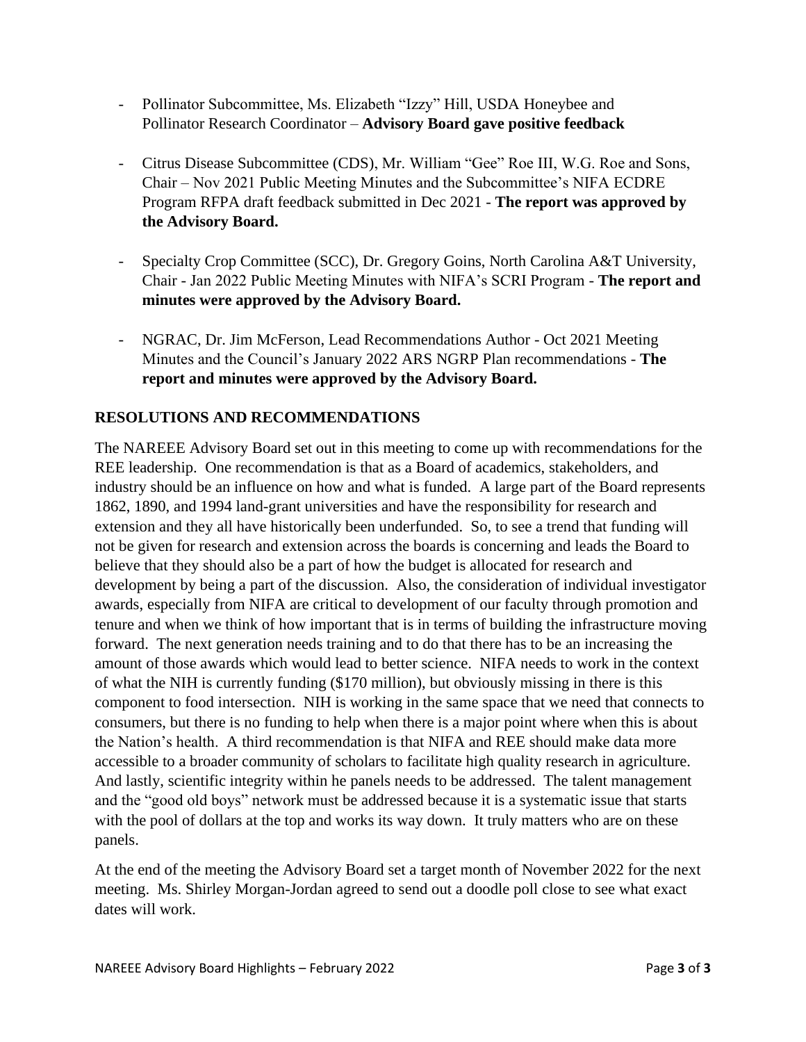- Pollinator Subcommittee, Ms. Elizabeth "Izzy" Hill, USDA Honeybee and Pollinator Research Coordinator – **Advisory Board gave positive feedback**

- Citrus Disease Subcommittee (CDS), Mr. William "Gee" Roe III, W.G. Roe and Sons, Chair – Nov 2021 Public Meeting Minutes and the Subcommittee's NIFA ECDRE Program RFPA draft feedback submitted in Dec 2021 - **The report was approved by the Advisory Board.**

- Specialty Crop Committee (SCC), Dr. Gregory Goins, North Carolina A&T University, Chair - Jan 2022 Public Meeting Minutes with NIFA's SCRI Program - **The report and minutes were approved by the Advisory Board.**

- NGRAC, Dr. Jim McFerson, Lead Recommendations Author - Oct 2021 Meeting Minutes and the Council's January 2022 ARS NGRP Plan recommendations - **The report and minutes were approved by the Advisory Board.**

## RESOLUTIONS AND RECOMMENDATIONS

The NAREEE Advisory Board set out in this meeting to come up with recommendations for the REE leadership. One recommendation is that as a Board of academics, stakeholders, and industry should be an influence on how and what is funded. A large part of the Board represents 1862, 1890, and 1994 land-grant universities and have the responsibility for research and extension and they all have historically been underfunded. So, to see a trend that funding will not be given for research and extension across the boards is concerning and leads the Board to believe that they should also be a part of how the budget is allocated for research and development by being a part of the discussion. Also, the consideration of individual investigator awards, especially from NIFA are critical to development of our faculty through promotion and tenure and when we think of how important that is in terms of building the infrastructure moving forward. The next generation needs training and to do that there has to be an increasing the amount of those awards which would lead to better science. NIFA needs to work in the context of what the NIH is currently funding ($170 million), but obviously missing in there is this component to food intersection. NIH is working in the same space that we need that connects to consumers, but there is no funding to help when there is a major point where when this is about the Nation's health. A third recommendation is that NIFA and REE should make data more accessible to a broader community of scholars to facilitate high quality research in agriculture. And lastly, scientific integrity within he panels needs to be addressed. The talent management and the "good old boys" network must be addressed because it is a systematic issue that starts with the pool of dollars at the top and works its way down. It truly matters who are on these panels.

At the end of the meeting the Advisory Board set a target month of November 2022 for the next meeting. Ms. Shirley Morgan-Jordan agreed to send out a doodle poll close to see what exact dates will work.